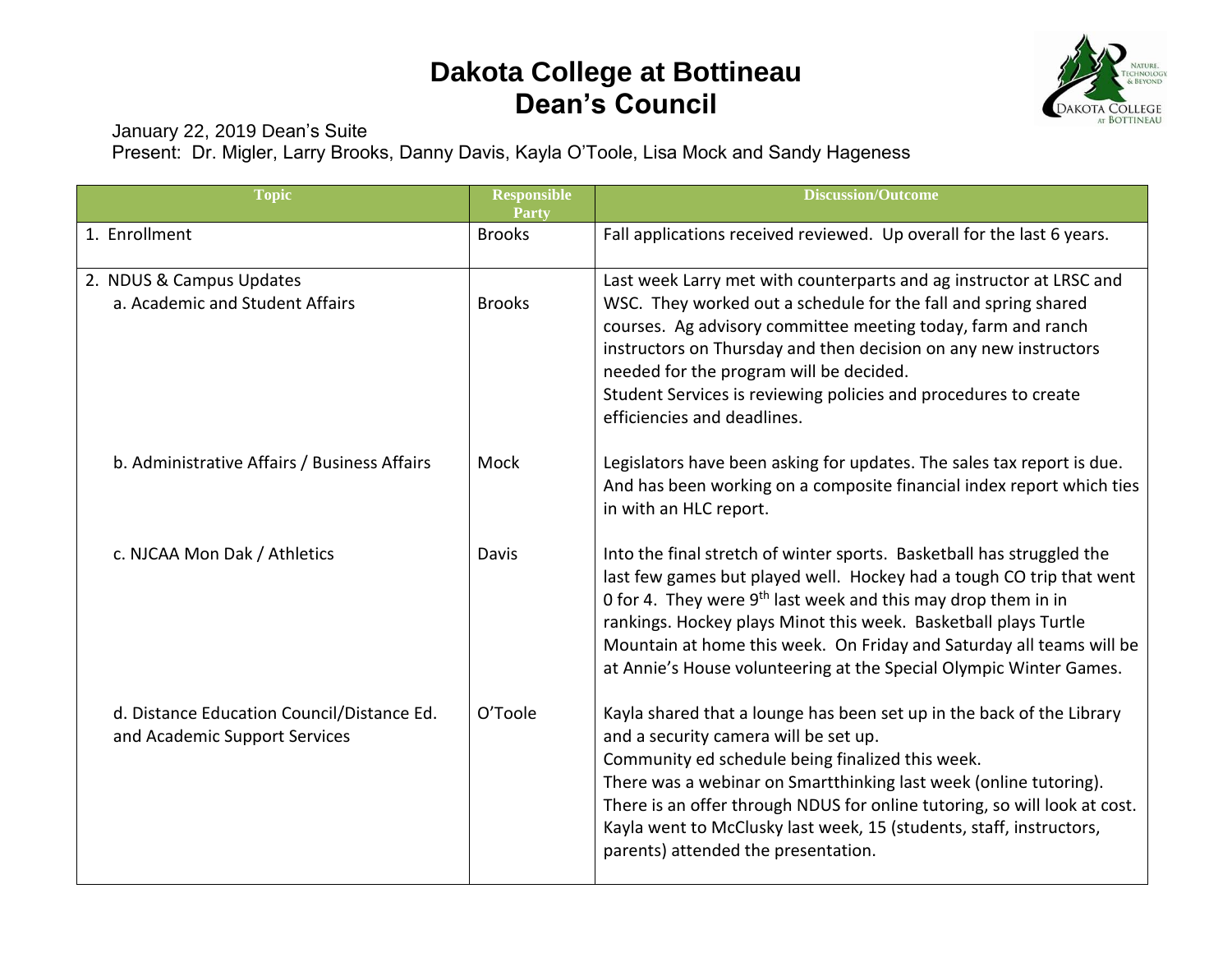# Dakota College at Bottineau
# Dean's Council

January 22, 2019 Dean's Suite
Present: Dr. Migler, Larry Brooks, Danny Davis, Kayla O'Toole, Lisa Mock and Sandy Hageness

| Topic | Responsible Party | Discussion/Outcome |
|---|---|---|
| 1. Enrollment | Brooks | Fall applications received reviewed. Up overall for the last 6 years. |
| 2. NDUS & Campus Updates<br>a. Academic and Student Affairs | Brooks | Last week Larry met with counterparts and ag instructor at LRSC and WSC. They worked out a schedule for the fall and spring shared courses. Ag advisory committee meeting today, farm and ranch instructors on Thursday and then decision on any new instructors needed for the program will be decided.<br>Student Services is reviewing policies and procedures to create efficiencies and deadlines. |
| b. Administrative Affairs / Business Affairs | Mock | Legislators have been asking for updates. The sales tax report is due. And has been working on a composite financial index report which ties in with an HLC report. |
| c. NJCAA Mon Dak / Athletics | Davis | Into the final stretch of winter sports. Basketball has struggled the last few games but played well. Hockey had a tough CO trip that went 0 for 4. They were 9th last week and this may drop them in in rankings. Hockey plays Minot this week. Basketball plays Turtle Mountain at home this week. On Friday and Saturday all teams will be at Annie's House volunteering at the Special Olympic Winter Games. |
| d. Distance Education Council/Distance Ed. and Academic Support Services | O'Toole | Kayla shared that a lounge has been set up in the back of the Library and a security camera will be set up.<br>Community ed schedule being finalized this week.<br>There was a webinar on Smartthinking last week (online tutoring). There is an offer through NDUS for online tutoring, so will look at cost. Kayla went to McClusky last week, 15 (students, staff, instructors, parents) attended the presentation. |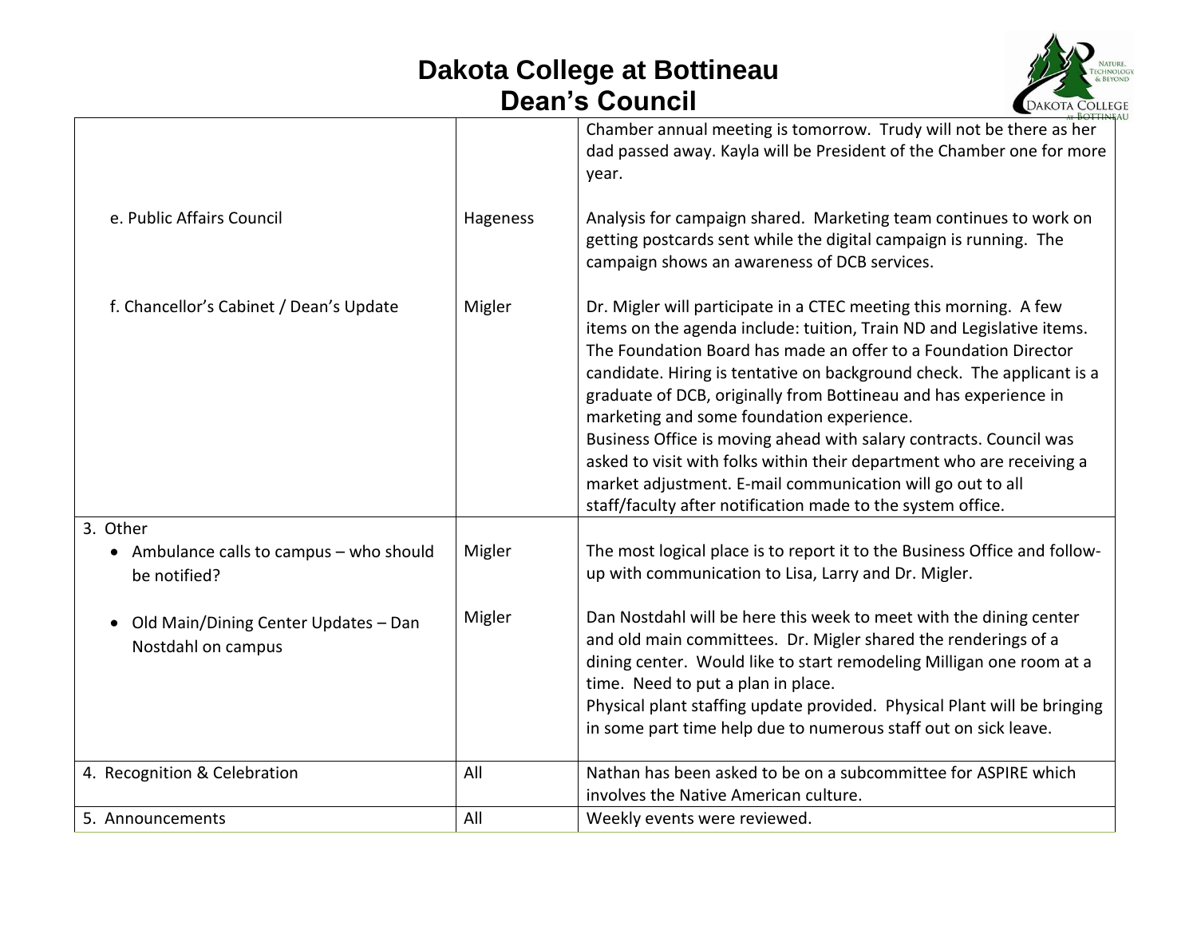# Dakota College at Bottineau
## Dean's Council

| | | |
|---|---|---|
| | | Chamber annual meeting is tomorrow. Trudy will not be there as her dad passed away. Kayla will be President of the Chamber one for more year. |
| e. Public Affairs Council | Hageness | Analysis for campaign shared. Marketing team continues to work on getting postcards sent while the digital campaign is running. The campaign shows an awareness of DCB services. |
| f. Chancellor's Cabinet / Dean's Update | Migler | Dr. Migler will participate in a CTEC meeting this morning. A few items on the agenda include: tuition, Train ND and Legislative items. The Foundation Board has made an offer to a Foundation Director candidate. Hiring is tentative on background check. The applicant is a graduate of DCB, originally from Bottineau and has experience in marketing and some foundation experience.<br>Business Office is moving ahead with salary contracts. Council was asked to visit with folks within their department who are receiving a market adjustment. E-mail communication will go out to all staff/faculty after notification made to the system office. |
| 3. Other<br>• Ambulance calls to campus – who should be notified? | Migler | The most logical place is to report it to the Business Office and follow-up with communication to Lisa, Larry and Dr. Migler. |
| • Old Main/Dining Center Updates – Dan Nostdahl on campus | Migler | Dan Nostdahl will be here this week to meet with the dining center and old main committees. Dr. Migler shared the renderings of a dining center. Would like to start remodeling Milligan one room at a time. Need to put a plan in place.<br>Physical plant staffing update provided. Physical Plant will be bringing in some part time help due to numerous staff out on sick leave. |
| 4. Recognition & Celebration | All | Nathan has been asked to be on a subcommittee for ASPIRE which involves the Native American culture. |
| 5. Announcements | All | Weekly events were reviewed. |